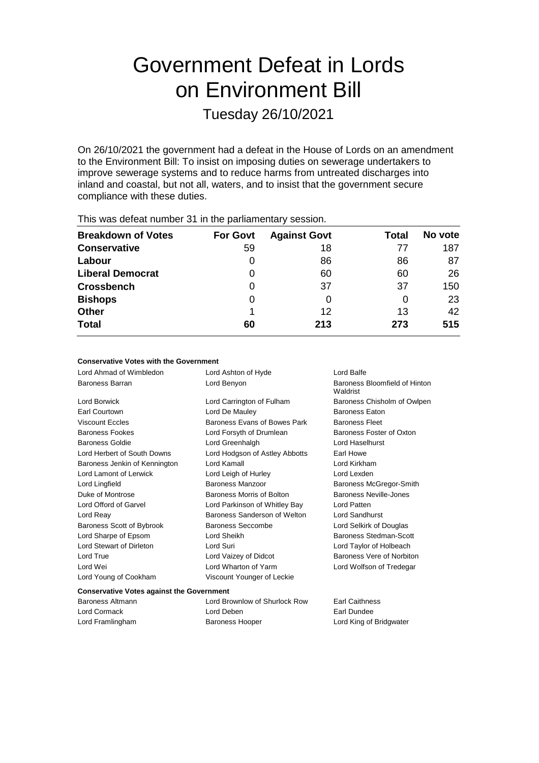# Government Defeat in Lords on Environment Bill

## Tuesday 26/10/2021

On 26/10/2021 the government had a defeat in the House of Lords on an amendment to the Environment Bill: To insist on imposing duties on sewerage undertakers to improve sewerage systems and to reduce harms from untreated discharges into inland and coastal, but not all, waters, and to insist that the government secure compliance with these duties.

This was defeat number 31 in the parliamentary session.

| Breakdown of Votes | For Govt | Against Govt | Total | No vote |
| --- | --- | --- | --- | --- |
| **Conservative** | 59 | 18 | 77 | 187 |
| **Labour** | 0 | 86 | 86 | 87 |
| **Liberal Democrat** | 0 | 60 | 60 | 26 |
| **Crossbench** | 0 | 37 | 37 | 150 |
| **Bishops** | 0 | 0 | 0 | 23 |
| **Other** | 1 | 12 | 13 | 42 |
| **Total** | 60 | 213 | 273 | 515 |

### Conservative Votes with the Government

| | | |
| --- | --- | --- |
| Lord Ahmad of Wimbledon | Lord Ashton of Hyde | Lord Balfe |
| Baroness Barran | Lord Benyon | Baroness Bloomfield of Hinton Waldrist |
| Lord Borwick | Lord Carrington of Fulham | Baroness Chisholm of Owlpen |
| Earl Courtown | Lord De Mauley | Baroness Eaton |
| Viscount Eccles | Baroness Evans of Bowes Park | Baroness Fleet |
| Baroness Fookes | Lord Forsyth of Drumlean | Baroness Foster of Oxton |
| Baroness Goldie | Lord Greenhalgh | Lord Haselhurst |
| Lord Herbert of South Downs | Lord Hodgson of Astley Abbotts | Earl Howe |
| Baroness Jenkin of Kennington | Lord Kamall | Lord Kirkham |
| Lord Lamont of Lerwick | Lord Leigh of Hurley | Lord Lexden |
| Lord Lingfield | Baroness Manzoor | Baroness McGregor-Smith |
| Duke of Montrose | Baroness Morris of Bolton | Baroness Neville-Jones |
| Lord Offord of Garvel | Lord Parkinson of Whitley Bay | Lord Patten |
| Lord Reay | Baroness Sanderson of Welton | Lord Sandhurst |
| Baroness Scott of Bybrook | Baroness Seccombe | Lord Selkirk of Douglas |
| Lord Sharpe of Epsom | Lord Sheikh | Baroness Stedman-Scott |
| Lord Stewart of Dirleton | Lord Suri | Lord Taylor of Holbeach |
| Lord True | Lord Vaizey of Didcot | Baroness Vere of Norbiton |
| Lord Wei | Lord Wharton of Yarm | Lord Wolfson of Tredegar |
| Lord Young of Cookham | Viscount Younger of Leckie | |

### Conservative Votes against the Government

| | | |
| --- | --- | --- |
| Baroness Altmann | Lord Brownlow of Shurlock Row | Earl Caithness |
| Lord Cormack | Lord Deben | Earl Dundee |
| Lord Framlingham | Baroness Hooper | Lord King of Bridgwater |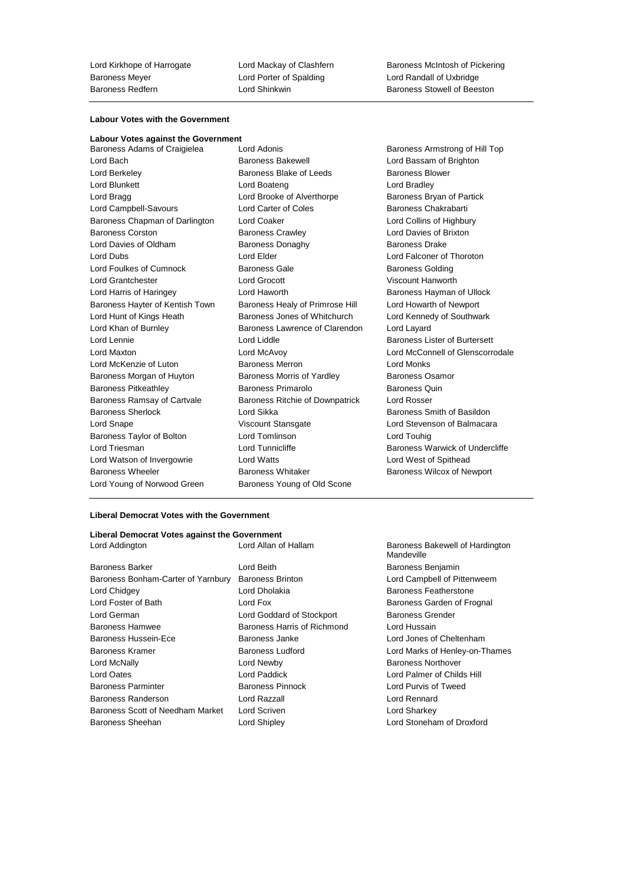| | | |
|---|---|---|
| Lord Kirkhope of Harrogate | Lord Mackay of Clashfern | Baroness McIntosh of Pickering |
| Baroness Meyer | Lord Porter of Spalding | Lord Randall of Uxbridge |
| Baroness Redfern | Lord Shinkwin | Baroness Stowell of Beeston |

**Labour Votes with the Government**

**Labour Votes against the Government**

| | | |
|---|---|---|
| Baroness Adams of Craigielea | Lord Adonis | Baroness Armstrong of Hill Top |
| Lord Bach | Baroness Bakewell | Lord Bassam of Brighton |
| Lord Berkeley | Baroness Blake of Leeds | Baroness Blower |
| Lord Blunkett | Lord Boateng | Lord Bradley |
| Lord Bragg | Lord Brooke of Alverthorpe | Baroness Bryan of Partick |
| Lord Campbell-Savours | Lord Carter of Coles | Baroness Chakrabarti |
| Baroness Chapman of Darlington | Lord Coaker | Lord Collins of Highbury |
| Baroness Corston | Baroness Crawley | Lord Davies of Brixton |
| Lord Davies of Oldham | Baroness Donaghy | Baroness Drake |
| Lord Dubs | Lord Elder | Lord Falconer of Thoroton |
| Lord Foulkes of Cumnock | Baroness Gale | Baroness Golding |
| Lord Grantchester | Lord Grocott | Viscount Hanworth |
| Lord Harris of Haringey | Lord Haworth | Baroness Hayman of Ullock |
| Baroness Hayter of Kentish Town | Baroness Healy of Primrose Hill | Lord Howarth of Newport |
| Lord Hunt of Kings Heath | Baroness Jones of Whitchurch | Lord Kennedy of Southwark |
| Lord Khan of Burnley | Baroness Lawrence of Clarendon | Lord Layard |
| Lord Lennie | Lord Liddle | Baroness Lister of Burtersett |
| Lord Maxton | Lord McAvoy | Lord McConnell of Glenscorrodale |
| Lord McKenzie of Luton | Baroness Merron | Lord Monks |
| Baroness Morgan of Huyton | Baroness Morris of Yardley | Baroness Osamor |
| Baroness Pitkeathley | Baroness Primarolo | Baroness Quin |
| Baroness Ramsay of Cartvale | Baroness Ritchie of Downpatrick | Lord Rosser |
| Baroness Sherlock | Lord Sikka | Baroness Smith of Basildon |
| Lord Snape | Viscount Stansgate | Lord Stevenson of Balmacara |
| Baroness Taylor of Bolton | Lord Tomlinson | Lord Touhig |
| Lord Triesman | Lord Tunnicliffe | Baroness Warwick of Undercliffe |
| Lord Watson of Invergowrie | Lord Watts | Lord West of Spithead |
| Baroness Wheeler | Baroness Whitaker | Baroness Wilcox of Newport |
| Lord Young of Norwood Green | Baroness Young of Old Scone | |

**Liberal Democrat Votes with the Government**

**Liberal Democrat Votes against the Government**

| | | |
|---|---|---|
| Lord Addington | Lord Allan of Hallam | Baroness Bakewell of Hardington Mandeville |
| Baroness Barker | Lord Beith | Baroness Benjamin |
| Baroness Bonham-Carter of Yarnbury | Baroness Brinton | Lord Campbell of Pittenweem |
| Lord Chidgey | Lord Dholakia | Baroness Featherstone |
| Lord Foster of Bath | Lord Fox | Baroness Garden of Frognal |
| Lord German | Lord Goddard of Stockport | Baroness Grender |
| Baroness Hamwee | Baroness Harris of Richmond | Lord Hussain |
| Baroness Hussein-Ece | Baroness Janke | Lord Jones of Cheltenham |
| Baroness Kramer | Baroness Ludford | Lord Marks of Henley-on-Thames |
| Lord McNally | Lord Newby | Baroness Northover |
| Lord Oates | Lord Paddick | Lord Palmer of Childs Hill |
| Baroness Parminter | Baroness Pinnock | Lord Purvis of Tweed |
| Baroness Randerson | Lord Razzall | Lord Rennard |
| Baroness Scott of Needham Market | Lord Scriven | Lord Sharkey |
| Baroness Sheehan | Lord Shipley | Lord Stoneham of Droxford |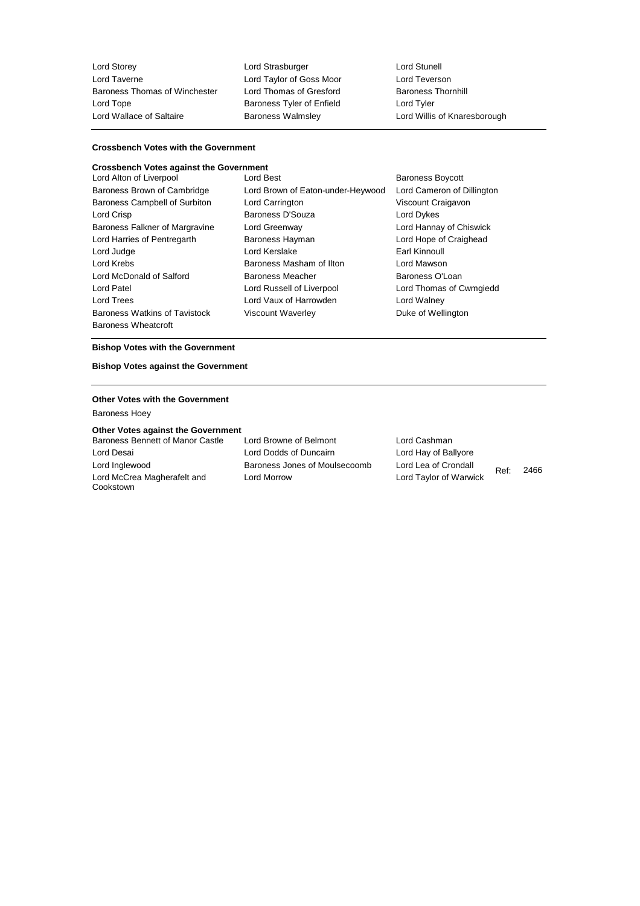| | | |
|---|---|---|
| Lord Storey | Lord Strasburger | Lord Stunell |
| Lord Taverne | Lord Taylor of Goss Moor | Lord Teverson |
| Baroness Thomas of Winchester | Lord Thomas of Gresford | Baroness Thornhill |
| Lord Tope | Baroness Tyler of Enfield | Lord Tyler |
| Lord Wallace of Saltaire | Baroness Walmsley | Lord Willis of Knaresborough |

**Crossbench Votes with the Government**

**Crossbench Votes against the Government**

| | | |
|---|---|---|
| Lord Alton of Liverpool | Lord Best | Baroness Boycott |
| Baroness Brown of Cambridge | Lord Brown of Eaton-under-Heywood | Lord Cameron of Dillington |
| Baroness Campbell of Surbiton | Lord Carrington | Viscount Craigavon |
| Lord Crisp | Baroness D'Souza | Lord Dykes |
| Baroness Falkner of Margravine | Lord Greenway | Lord Hannay of Chiswick |
| Lord Harries of Pentregarth | Baroness Hayman | Lord Hope of Craighead |
| Lord Judge | Lord Kerslake | Earl Kinnoull |
| Lord Krebs | Baroness Masham of Ilton | Lord Mawson |
| Lord McDonald of Salford | Baroness Meacher | Baroness O'Loan |
| Lord Patel | Lord Russell of Liverpool | Lord Thomas of Cwmgiedd |
| Lord Trees | Lord Vaux of Harrowden | Lord Walney |
| Baroness Watkins of Tavistock | Viscount Waverley | Duke of Wellington |
| Baroness Wheatcroft | | |

**Bishop Votes with the Government**

**Bishop Votes against the Government**

**Other Votes with the Government**

Baroness Hoey

**Other Votes against the Government**

| | | |
|---|---|---|
| Baroness Bennett of Manor Castle | Lord Browne of Belmont | Lord Cashman |
| Lord Desai | Lord Dodds of Duncairn | Lord Hay of Ballyore |
| Lord Inglewood | Baroness Jones of Moulsecoomb | Lord Lea of Crondall |
| Lord McCrea Magherafelt and Cookstown | Lord Morrow | Lord Taylor of Warwick |

Ref: 2466